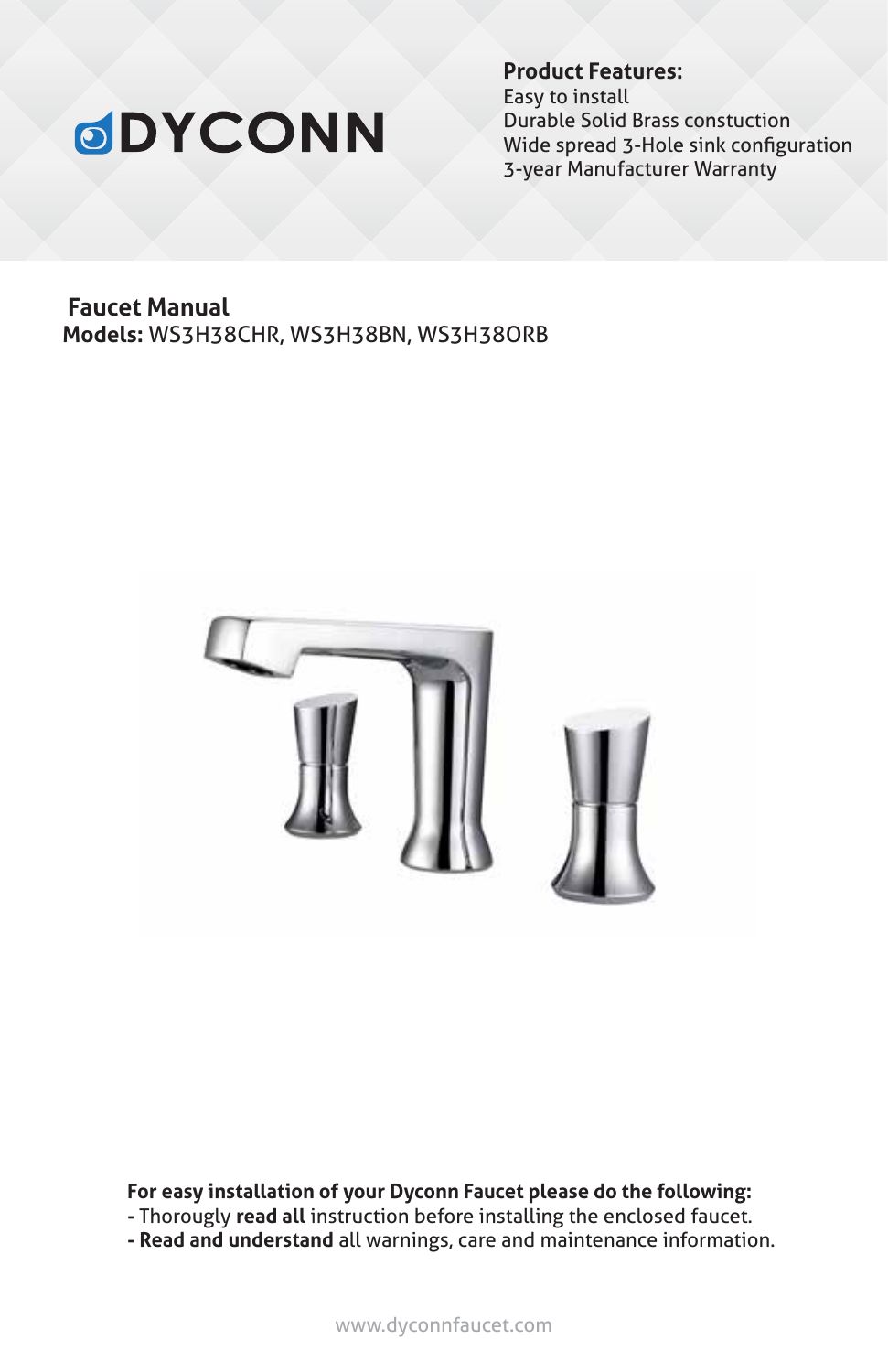# DYCONN

**Product Features:**
Easy to install
Durable Solid Brass constuction
Wide spread 3-Hole sink configuration
3-year Manufacturer Warranty

## Faucet Manual

**Models:** WS3H38CHR, WS3H38BN, WS3H38ORB

**For easy installation of your Dyconn Faucet please do the following:**

- Thorougly **read all** instruction before installing the enclosed faucet.
- **Read and understand** all warnings, care and maintenance information.

www.dyconnfaucet.com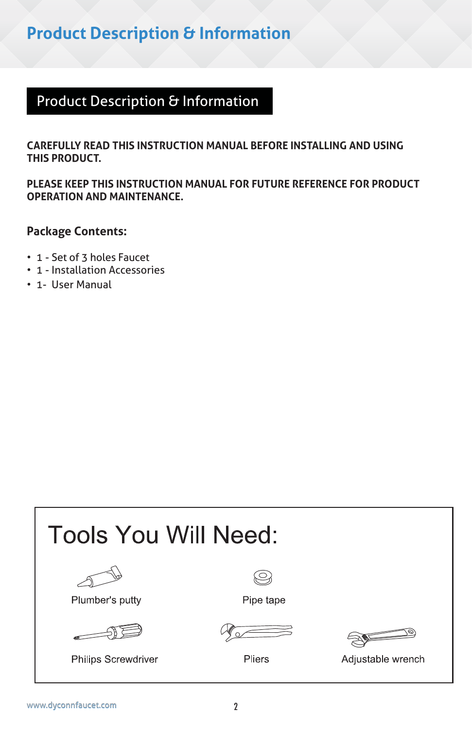# Product Description & Information

## Product Description & Information

**CAREFULLY READ THIS INSTRUCTION MANUAL BEFORE INSTALLING AND USING THIS PRODUCT.**

**PLEASE KEEP THIS INSTRUCTION MANUAL FOR FUTURE REFERENCE FOR PRODUCT OPERATION AND MAINTENANCE.**

### Package Contents:

- 1 - Set of 3 holes Faucet
- 1 - Installation Accessories
- 1- User Manual

## Tools You Will Need:

Plumber's putty

Pipe tape

Philips Screwdriver

Pliers

Adjustable wrench

www.dyconnfaucet.com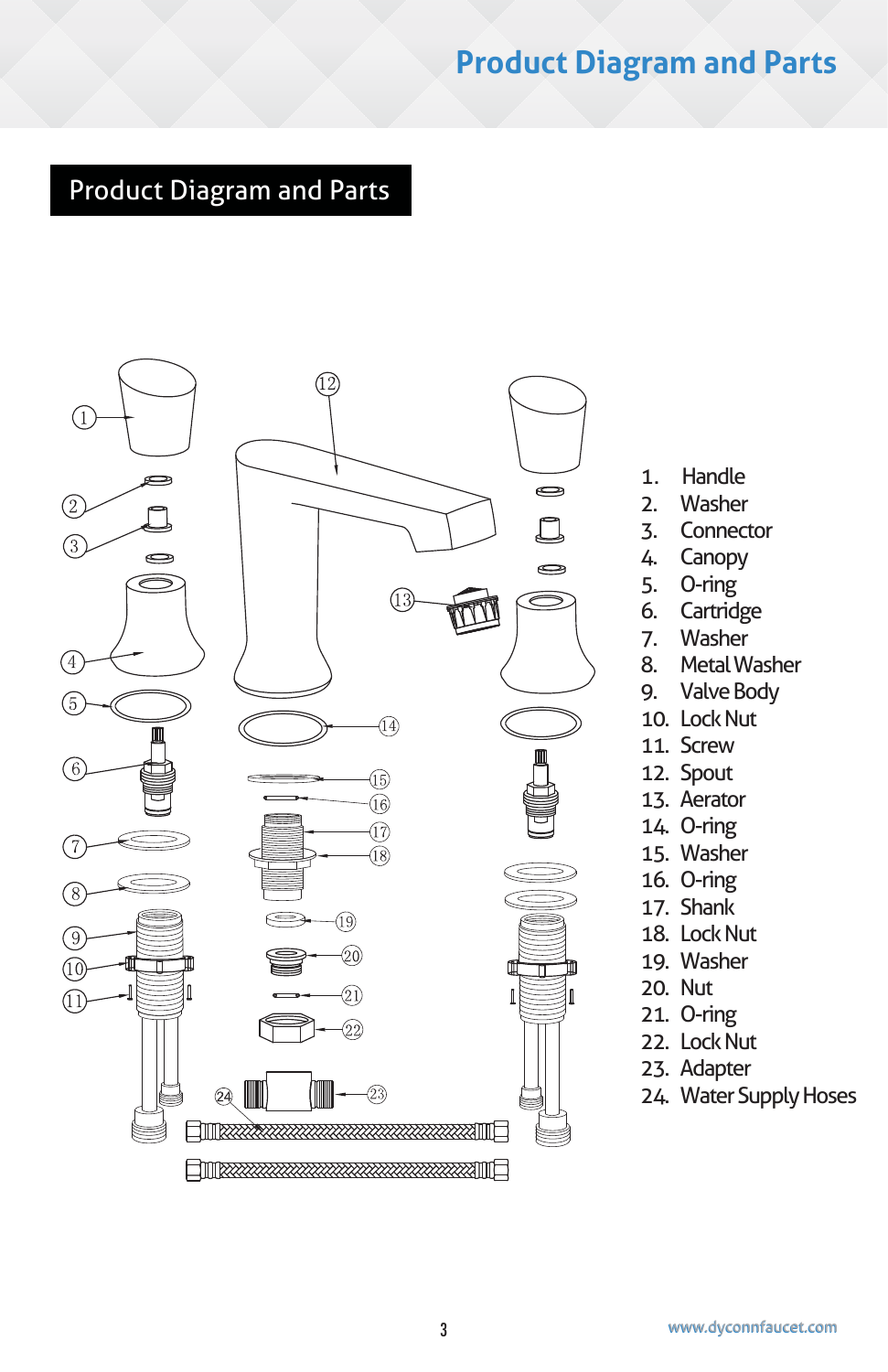# Product Diagram and Parts

## Product Diagram and Parts

1. Handle
2. Washer
3. Connector
4. Canopy
5. O-ring
6. Cartridge
7. Washer
8. Metal Washer
9. Valve Body
10. Lock Nut
11. Screw
12. Spout
13. Aerator
14. O-ring
15. Washer
16. O-ring
17. Shank
18. Lock Nut
19. Washer
20. Nut
21. O-ring
22. Lock Nut
23. Adapter
24. Water Supply Hoses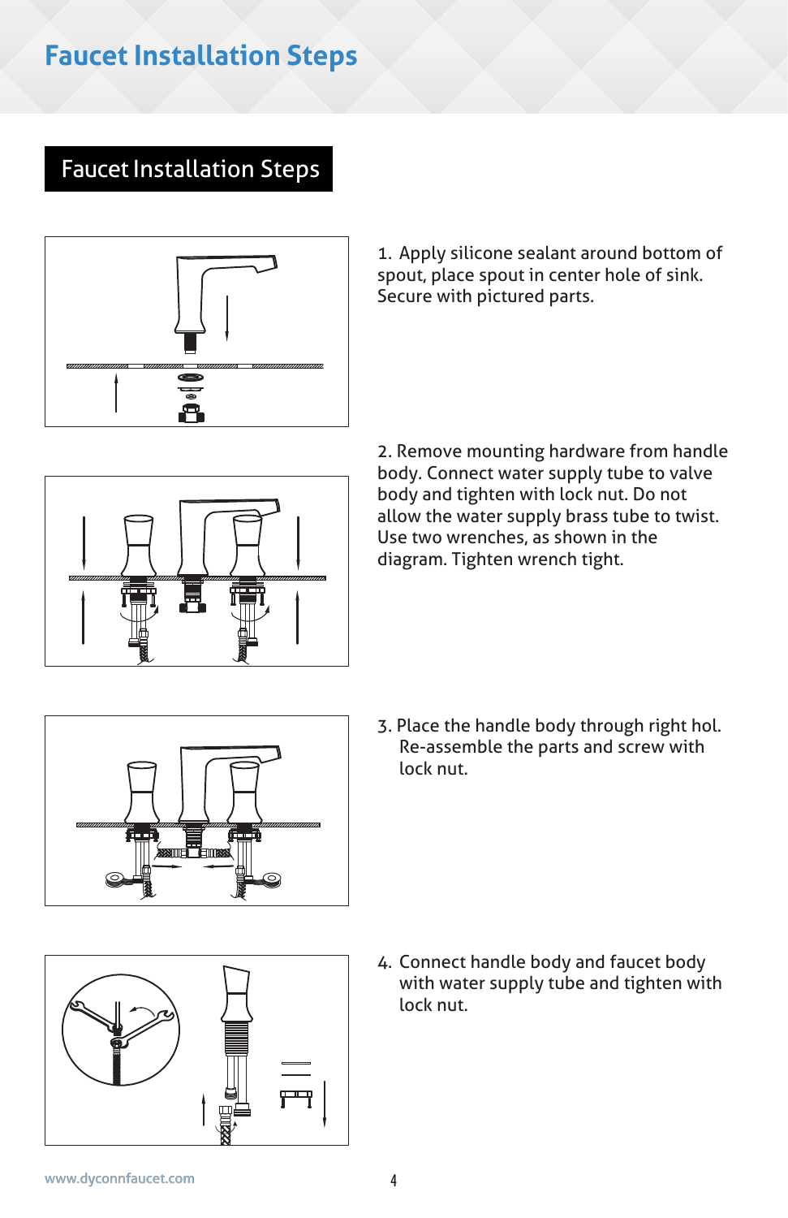# Faucet Installation Steps

## Faucet Installation Steps

1. Apply silicone sealant around bottom of spout, place spout in center hole of sink. Secure with pictured parts.

2. Remove mounting hardware from handle body. Connect water supply tube to valve body and tighten with lock nut. Do not allow the water supply brass tube to twist. Use two wrenches, as shown in the diagram. Tighten wrench tight.

3. Place the handle body through right hol. Re-assemble the parts and screw with lock nut.

4. Connect handle body and faucet body with water supply tube and tighten with lock nut.

www.dyconnfaucet.com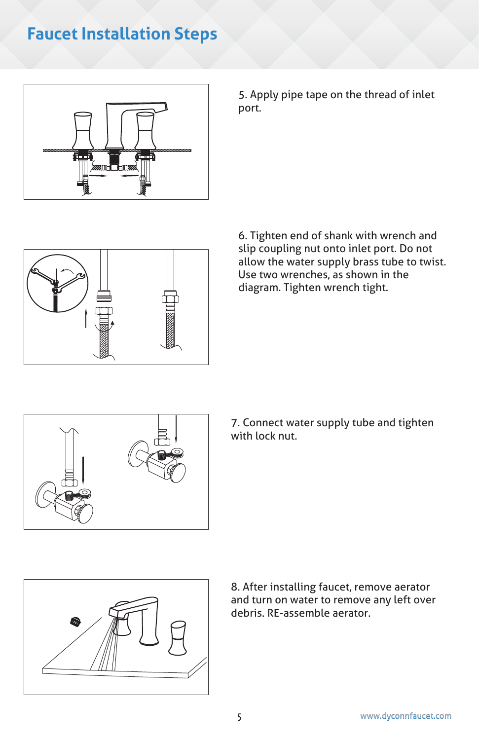# Faucet Installation Steps

5. Apply pipe tape on the thread of inlet port.

6. Tighten end of shank with wrench and slip coupling nut onto inlet port. Do not allow the water supply brass tube to twist. Use two wrenches, as shown in the diagram. Tighten wrench tight.

7. Connect water supply tube and tighten with lock nut.

8. After installing faucet, remove aerator and turn on water to remove any left over debris. RE-assemble aerator.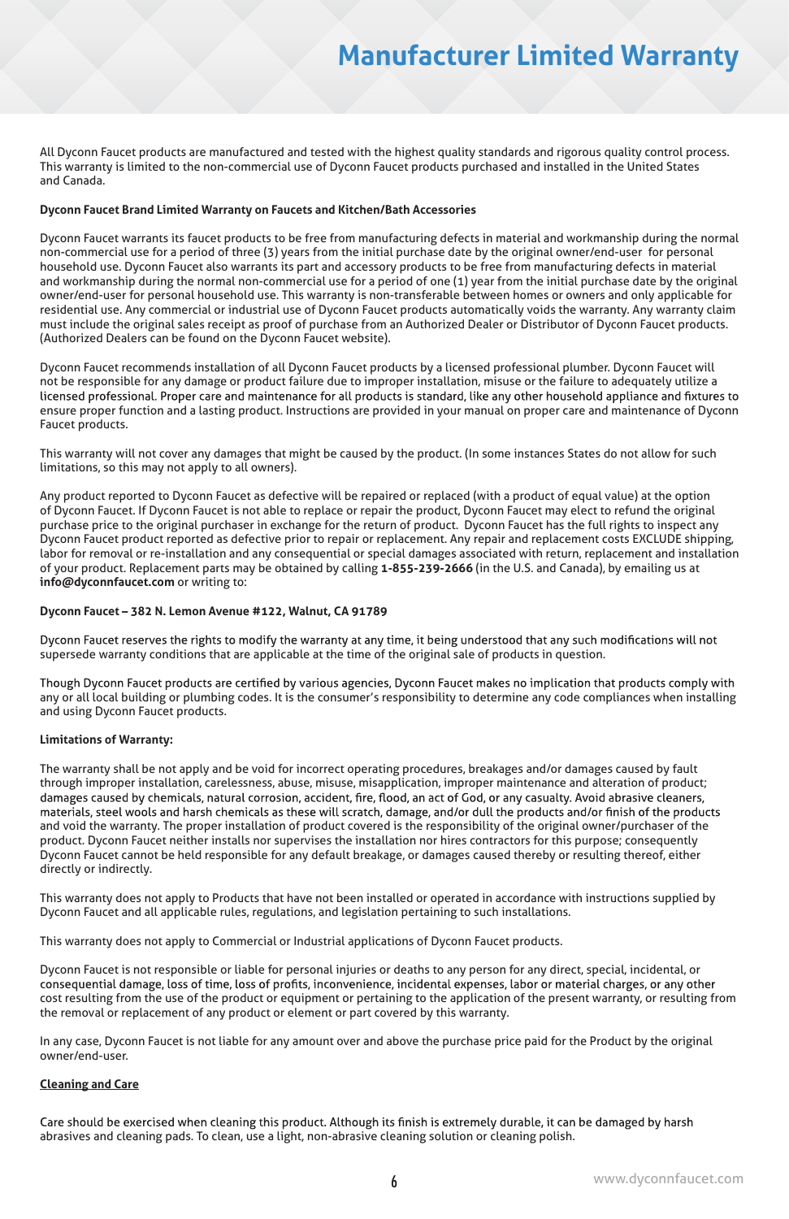# Manufacturer Limited Warranty

All Dyconn Faucet products are manufactured and tested with the highest quality standards and rigorous quality control process. This warranty is limited to the non-commercial use of Dyconn Faucet products purchased and installed in the United States and Canada.

**Dyconn Faucet Brand Limited Warranty on Faucets and Kitchen/Bath Accessories**

Dyconn Faucet warrants its faucet products to be free from manufacturing defects in material and workmanship during the normal non-commercial use for a period of three (3) years from the initial purchase date by the original owner/end-user for personal household use. Dyconn Faucet also warrants its part and accessory products to be free from manufacturing defects in material and workmanship during the normal non-commercial use for a period of one (1) year from the initial purchase date by the original owner/end-user for personal household use. This warranty is non-transferable between homes or owners and only applicable for residential use. Any commercial or industrial use of Dyconn Faucet products automatically voids the warranty. Any warranty claim must include the original sales receipt as proof of purchase from an Authorized Dealer or Distributor of Dyconn Faucet products. (Authorized Dealers can be found on the Dyconn Faucet website).

Dyconn Faucet recommends installation of all Dyconn Faucet products by a licensed professional plumber. Dyconn Faucet will not be responsible for any damage or product failure due to improper installation, misuse or the failure to adequately utilize a licensed professional. Proper care and maintenance for all products is standard, like any other household appliance and fixtures to ensure proper function and a lasting product. Instructions are provided in your manual on proper care and maintenance of Dyconn Faucet products.

This warranty will not cover any damages that might be caused by the product. (In some instances States do not allow for such limitations, so this may not apply to all owners).

Any product reported to Dyconn Faucet as defective will be repaired or replaced (with a product of equal value) at the option of Dyconn Faucet. If Dyconn Faucet is not able to replace or repair the product, Dyconn Faucet may elect to refund the original purchase price to the original purchaser in exchange for the return of product. Dyconn Faucet has the full rights to inspect any Dyconn Faucet product reported as defective prior to repair or replacement. Any repair and replacement costs EXCLUDE shipping, labor for removal or re-installation and any consequential or special damages associated with return, replacement and installation of your product. Replacement parts may be obtained by calling **1-855-239-2666** (in the U.S. and Canada), by emailing us at **info@dyconnfaucet.com** or writing to:

**Dyconn Faucet – 382 N. Lemon Avenue #122, Walnut, CA 91789**

Dyconn Faucet reserves the rights to modify the warranty at any time, it being understood that any such modifications will not supersede warranty conditions that are applicable at the time of the original sale of products in question.

Though Dyconn Faucet products are certified by various agencies, Dyconn Faucet makes no implication that products comply with any or all local building or plumbing codes. It is the consumer's responsibility to determine any code compliances when installing and using Dyconn Faucet products.

**Limitations of Warranty:**

The warranty shall be not apply and be void for incorrect operating procedures, breakages and/or damages caused by fault through improper installation, carelessness, abuse, misuse, misapplication, improper maintenance and alteration of product; damages caused by chemicals, natural corrosion, accident, fire, flood, an act of God, or any casualty. Avoid abrasive cleaners, materials, steel wools and harsh chemicals as these will scratch, damage, and/or dull the products and/or finish of the products and void the warranty. The proper installation of product covered is the responsibility of the original owner/purchaser of the product. Dyconn Faucet neither installs nor supervises the installation nor hires contractors for this purpose; consequently Dyconn Faucet cannot be held responsible for any default breakage, or damages caused thereby or resulting thereof, either directly or indirectly.

This warranty does not apply to Products that have not been installed or operated in accordance with instructions supplied by Dyconn Faucet and all applicable rules, regulations, and legislation pertaining to such installations.

This warranty does not apply to Commercial or Industrial applications of Dyconn Faucet products.

Dyconn Faucet is not responsible or liable for personal injuries or deaths to any person for any direct, special, incidental, or consequential damage, loss of time, loss of profits, inconvenience, incidental expenses, labor or material charges, or any other cost resulting from the use of the product or equipment or pertaining to the application of the present warranty, or resulting from the removal or replacement of any product or element or part covered by this warranty.

In any case, Dyconn Faucet is not liable for any amount over and above the purchase price paid for the Product by the original owner/end-user.

**Cleaning and Care**

Care should be exercised when cleaning this product. Although its finish is extremely durable, it can be damaged by harsh abrasives and cleaning pads. To clean, use a light, non-abrasive cleaning solution or cleaning polish.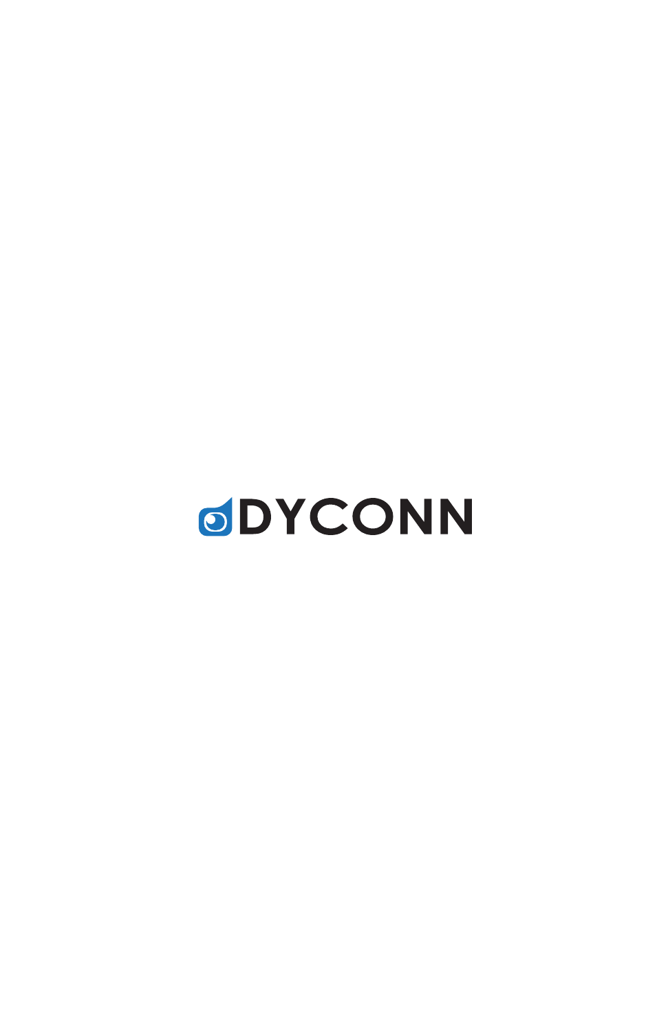DYCONN